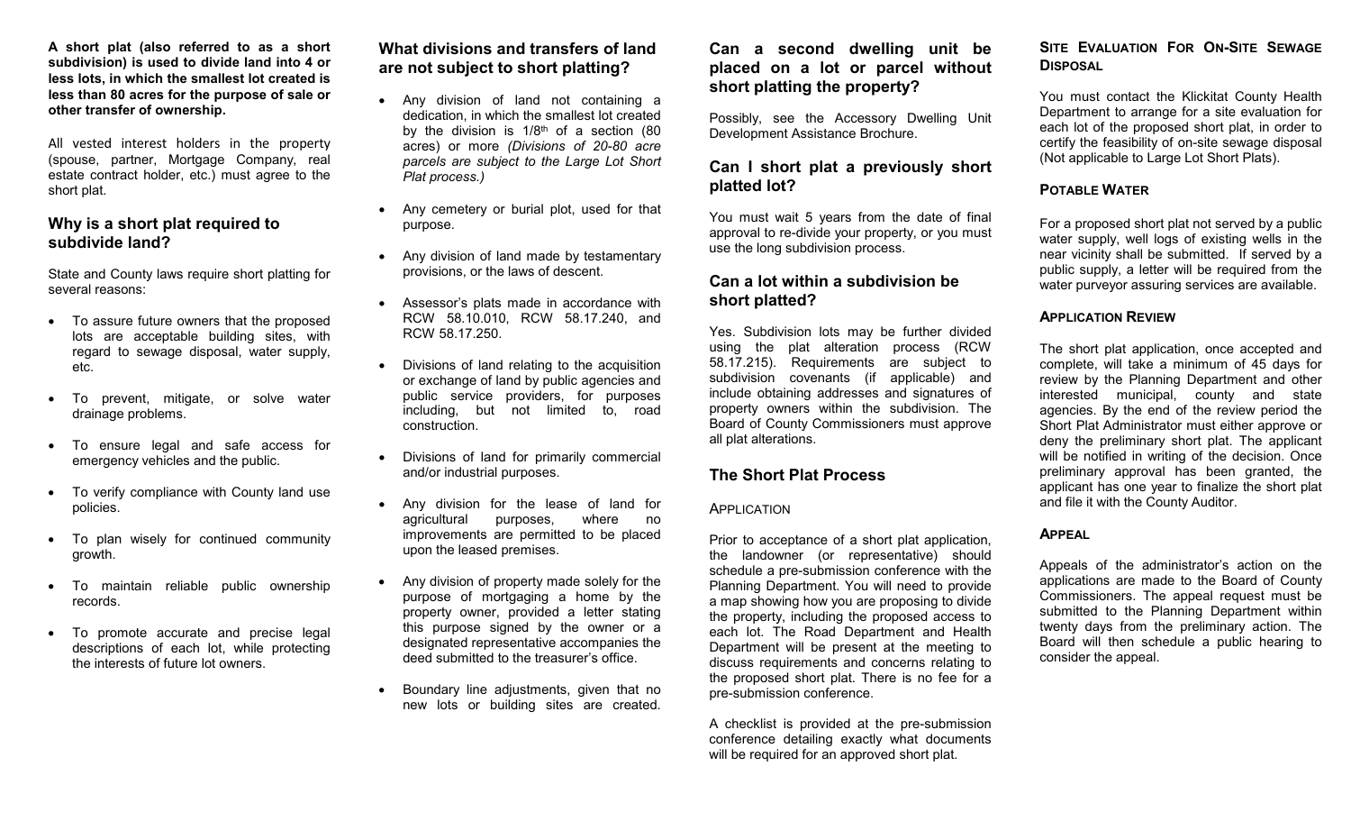**A short plat (also referred to as a short subdivision) is used to divide land into 4 or less lots, in which the smallest lot created is less than 80 acres for the purpose of sale or other transfer of ownership.**

All vested interest holders in the property (spouse, partner, Mortgage Company, real estate contract holder, etc.) must agree to the short plat.

## Why is a short plat required to subdivide land?

State and County laws require short platting for several reasons:

- To assure future owners that the proposed lots are acceptable building sites, with regard to sewage disposal, water supply, etc.
- To prevent, mitigate, or solve water drainage problems.
- To ensure legal and safe access for emergency vehicles and the public.
- To verify compliance with County land use policies.
- To plan wisely for continued community growth.
- To maintain reliable public ownership records.
- To promote accurate and precise legal descriptions of each lot, while protecting the interests of future lot owners.

## What divisions and transfers of land are not subject to short platting?

- Any division of land not containing a dedication, in which the smallest lot created by the division is 1/8th of a section (80 acres) or more *(Divisions of 20-80 acre parcels are subject to the Large Lot Short Plat process.)*
- Any cemetery or burial plot, used for that purpose.
- Any division of land made by testamentary provisions, or the laws of descent.
- Assessor's plats made in accordance with RCW 58.10.010, RCW 58.17.240, and RCW 58.17.250.
- Divisions of land relating to the acquisition or exchange of land by public agencies and public service providers, for purposes including, but not limited to, road construction.
- Divisions of land for primarily commercial and/or industrial purposes.
- Any division for the lease of land for agricultural purposes, where no improvements are permitted to be placed upon the leased premises.
- Any division of property made solely for the purpose of mortgaging a home by the property owner, provided a letter stating this purpose signed by the owner or a designated representative accompanies the deed submitted to the treasurer's office.
- Boundary line adjustments, given that no new lots or building sites are created.

## Can a second dwelling unit be placed on a lot or parcel without short platting the property?

Possibly, see the Accessory Dwelling Unit Development Assistance Brochure.

## Can I short plat a previously short platted lot?

You must wait 5 years from the date of final approval to re-divide your property, or you must use the long subdivision process.

## Can a lot within a subdivision be short platted?

Yes. Subdivision lots may be further divided using the plat alteration process (RCW 58.17.215). Requirements are subject to subdivision covenants (if applicable) and include obtaining addresses and signatures of property owners within the subdivision. The Board of County Commissioners must approve all plat alterations.

## The Short Plat Process

### Application

Prior to acceptance of a short plat application, the landowner (or representative) should schedule a pre-submission conference with the Planning Department. You will need to provide a map showing how you are proposing to divide the property, including the proposed access to each lot. The Road Department and Health Department will be present at the meeting to discuss requirements and concerns relating to the proposed short plat. There is no fee for a pre-submission conference.

A checklist is provided at the pre-submission conference detailing exactly what documents will be required for an approved short plat.

### Site Evaluation For On-Site Sewage Disposal

You must contact the Klickitat County Health Department to arrange for a site evaluation for each lot of the proposed short plat, in order to certify the feasibility of on-site sewage disposal (Not applicable to Large Lot Short Plats).

### Potable Water

For a proposed short plat not served by a public water supply, well logs of existing wells in the near vicinity shall be submitted. If served by a public supply, a letter will be required from the water purveyor assuring services are available.

### Application Review

The short plat application, once accepted and complete, will take a minimum of 45 days for review by the Planning Department and other interested municipal, county and state agencies. By the end of the review period the Short Plat Administrator must either approve or deny the preliminary short plat. The applicant will be notified in writing of the decision. Once preliminary approval has been granted, the applicant has one year to finalize the short plat and file it with the County Auditor.

### Appeal

Appeals of the administrator's action on the applications are made to the Board of County Commissioners. The appeal request must be submitted to the Planning Department within twenty days from the preliminary action. The Board will then schedule a public hearing to consider the appeal.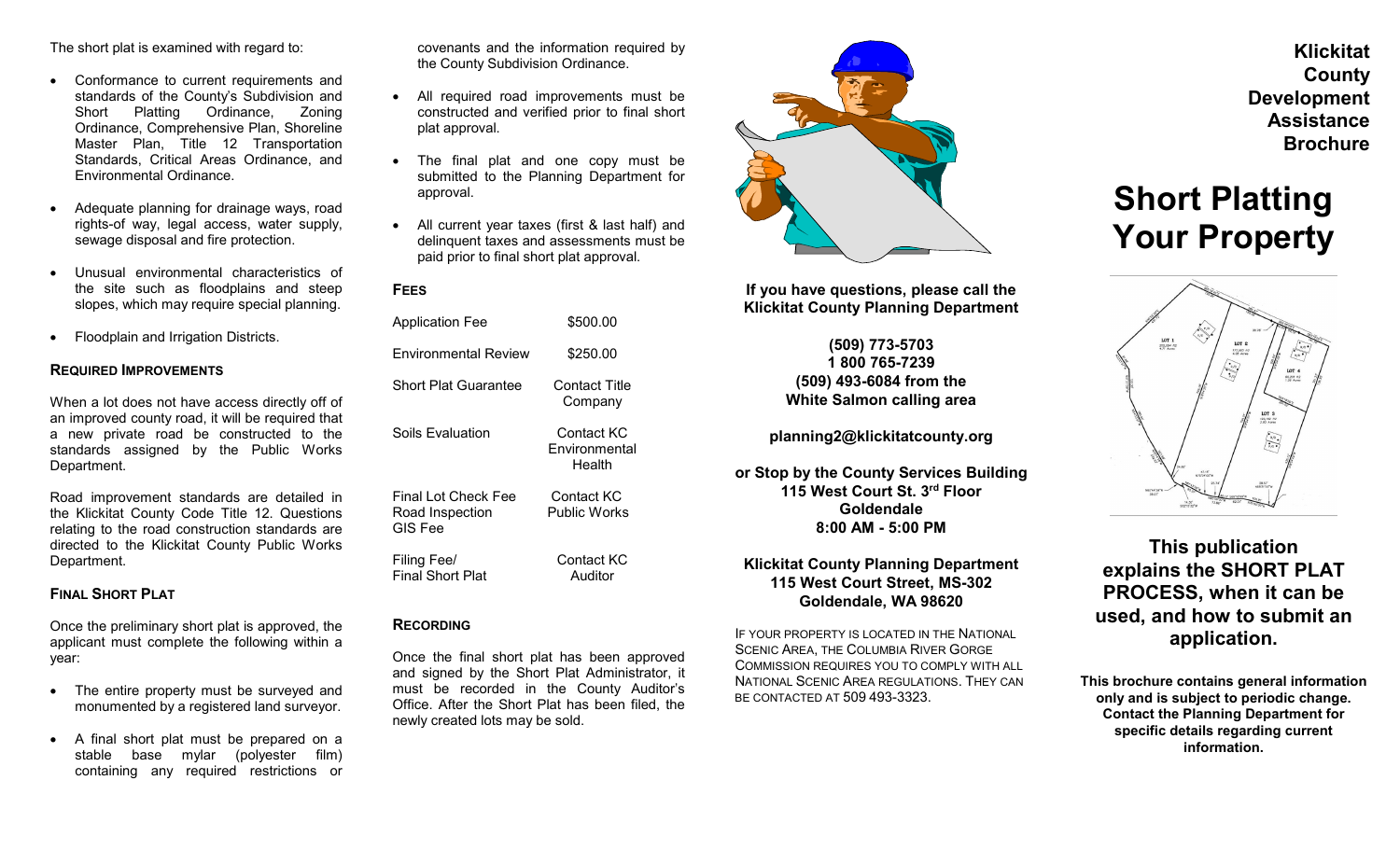The short plat is examined with regard to:

- Conformance to current requirements and standards of the County's Subdivision and Short Platting Ordinance, Zoning Ordinance, Comprehensive Plan, Shoreline Master Plan, Title 12 Transportation Standards, Critical Areas Ordinance, and Environmental Ordinance.
- Adequate planning for drainage ways, road rights-of way, legal access, water supply, sewage disposal and fire protection.
- Unusual environmental characteristics of the site such as floodplains and steep slopes, which may require special planning.
- Floodplain and Irrigation Districts.

### Required Improvements

When a lot does not have access directly off of an improved county road, it will be required that a new private road be constructed to the standards assigned by the Public Works Department.

Road improvement standards are detailed in the Klickitat County Code Title 12. Questions relating to the road construction standards are directed to the Klickitat County Public Works Department.

### Final Short Plat

Once the preliminary short plat is approved, the applicant must complete the following within a year:

- The entire property must be surveyed and monumented by a registered land surveyor.
- A final short plat must be prepared on a stable base mylar (polyester film) containing any required restrictions or covenants and the information required by the County Subdivision Ordinance.
- All required road improvements must be constructed and verified prior to final short plat approval.
- The final plat and one copy must be submitted to the Planning Department for approval.
- All current year taxes (first & last half) and delinquent taxes and assessments must be paid prior to final short plat approval.

### Fees

| | |
|---|---|
| Application Fee | $500.00 |
| Environmental Review | $250.00 |
| Short Plat Guarantee | Contact Title Company |
| Soils Evaluation | Contact KC Environmental Health |
| Final Lot Check Fee<br>Road Inspection<br>GIS Fee | Contact KC Public Works |
| Filing Fee/<br>Final Short Plat | Contact KC Auditor |

### Recording

Once the final short plat has been approved and signed by the Short Plat Administrator, it must be recorded in the County Auditor's Office. After the Short Plat has been filed, the newly created lots may be sold.

**If you have questions, please call the Klickitat County Planning Department**

**(509) 773-5703**
**1 800 765-7239**
**(509) 493-6084 from the White Salmon calling area**

**planning2@klickitatcounty.org**

**or Stop by the County Services Building**
**115 West Court St. 3rd Floor**
**Goldendale**
**8:00 AM - 5:00 PM**

**Klickitat County Planning Department**
**115 West Court Street, MS-302**
**Goldendale, WA 98620**

If your property is located in the National Scenic Area, the Columbia River Gorge Commission requires you to comply with all National Scenic Area regulations. They can be contacted at 509 493-3323.

**Klickitat County Development Assistance Brochure**

# Short Platting Your Property

## This publication explains the SHORT PLAT PROCESS, when it can be used, and how to submit an application.

**This brochure contains general information only and is subject to periodic change. Contact the Planning Department for specific details regarding current information.**